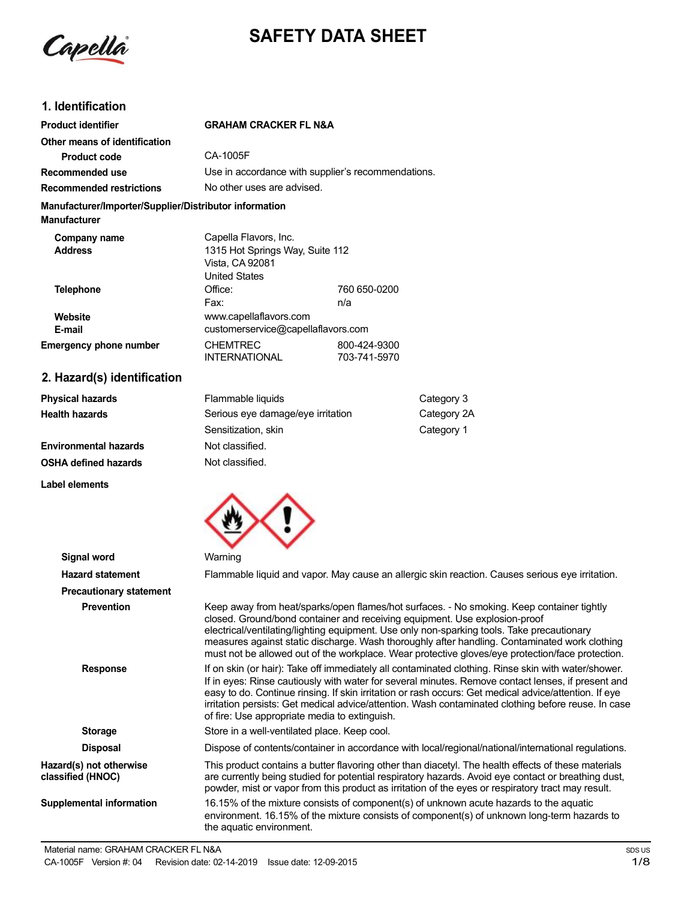# SAFETY DATA SHEET

## 1. Identification

| | |
|---|---|
| **Product identifier** | **GRAHAM CRACKER FL N&A** |
| **Other means of identification** | |
| **Product code** | CA-1005F |
| **Recommended use** | Use in accordance with supplier's recommendations. |
| **Recommended restrictions** | No other uses are advised. |

**Manufacturer/Importer/Supplier/Distributor information**

**Manufacturer**

| | | |
|---|---|---|
| **Company name** | Capella Flavors, Inc. | |
| **Address** | 1315 Hot Springs Way, Suite 112<br>Vista, CA 92081<br>United States | |
| **Telephone** | Office: | 760 650-0200 |
| | Fax: | n/a |
| **Website** | www.capellaflavors.com | |
| **E-mail** | customerservice@capellaflavors.com | |
| **Emergency phone number** | CHEMTREC | 800-424-9300 |
| | INTERNATIONAL | 703-741-5970 |

## 2. Hazard(s) identification

| | | |
|---|---|---|
| **Physical hazards** | Flammable liquids | Category 3 |
| **Health hazards** | Serious eye damage/eye irritation | Category 2A |
| | Sensitization, skin | Category 1 |
| **Environmental hazards** | Not classified. | |
| **OSHA defined hazards** | Not classified. | |

**Label elements**

**Signal word** Warning

**Hazard statement** Flammable liquid and vapor. May cause an allergic skin reaction. Causes serious eye irritation.

**Precautionary statement**

**Prevention** Keep away from heat/sparks/open flames/hot surfaces. - No smoking. Keep container tightly closed. Ground/bond container and receiving equipment. Use explosion-proof electrical/ventilating/lighting equipment. Use only non-sparking tools. Take precautionary measures against static discharge. Wash thoroughly after handling. Contaminated work clothing must not be allowed out of the workplace. Wear protective gloves/eye protection/face protection.

**Response** If on skin (or hair): Take off immediately all contaminated clothing. Rinse skin with water/shower. If in eyes: Rinse cautiously with water for several minutes. Remove contact lenses, if present and easy to do. Continue rinsing. If skin irritation or rash occurs: Get medical advice/attention. If eye irritation persists: Get medical advice/attention. Wash contaminated clothing before reuse. In case of fire: Use appropriate media to extinguish.

**Storage** Store in a well-ventilated place. Keep cool.

**Disposal** Dispose of contents/container in accordance with local/regional/national/international regulations.

**Hazard(s) not otherwise classified (HNOC)** This product contains a butter flavoring other than diacetyl. The health effects of these materials are currently being studied for potential respiratory hazards. Avoid eye contact or breathing dust, powder, mist or vapor from this product as irritation of the eyes or respiratory tract may result.

**Supplemental information** 16.15% of the mixture consists of component(s) of unknown acute hazards to the aquatic environment. 16.15% of the mixture consists of component(s) of unknown long-term hazards to the aquatic environment.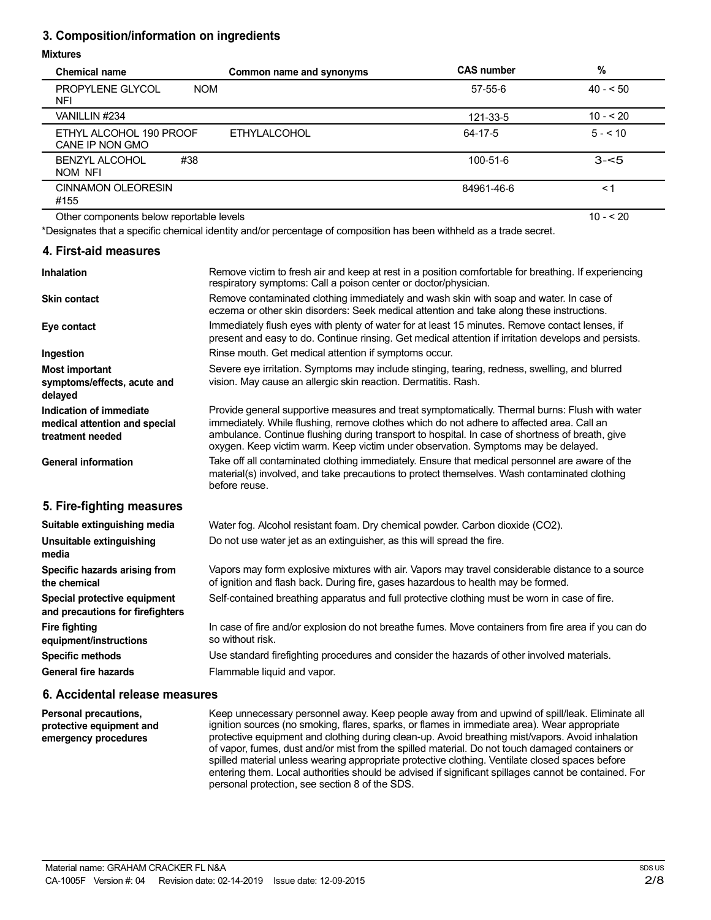## 3. Composition/information on ingredients

**Mixtures**

| Chemical name | Common name and synonyms | CAS number | % |
|---|---|---|---|
| PROPYLENE GLYCOL NOM NFI | | 57-55-6 | 40 - < 50 |
| VANILLIN #234 | | 121-33-5 | 10 - < 20 |
| ETHYL ALCOHOL 190 PROOF CANE IP NON GMO | ETHYLALCOHOL | 64-17-5 | 5 - < 10 |
| BENZYL ALCOHOL #38 NOM NFI | | 100-51-6 | 3-<5 |
| CINNAMON OLEORESIN #155 | | 84961-46-6 | < 1 |
| Other components below reportable levels | | | 10 - < 20 |

*Designates that a specific chemical identity and/or percentage of composition has been withheld as a trade secret.

## 4. First-aid measures

**Inhalation**
Remove victim to fresh air and keep at rest in a position comfortable for breathing. If experiencing respiratory symptoms: Call a poison center or doctor/physician.

**Skin contact**
Remove contaminated clothing immediately and wash skin with soap and water. In case of eczema or other skin disorders: Seek medical attention and take along these instructions.

**Eye contact**
Immediately flush eyes with plenty of water for at least 15 minutes. Remove contact lenses, if present and easy to do. Continue rinsing. Get medical attention if irritation develops and persists.

**Ingestion**
Rinse mouth. Get medical attention if symptoms occur.

**Most important symptoms/effects, acute and delayed**
Severe eye irritation. Symptoms may include stinging, tearing, redness, swelling, and blurred vision. May cause an allergic skin reaction. Dermatitis. Rash.

**Indication of immediate medical attention and special treatment needed**
Provide general supportive measures and treat symptomatically. Thermal burns: Flush with water immediately. While flushing, remove clothes which do not adhere to affected area. Call an ambulance. Continue flushing during transport to hospital. In case of shortness of breath, give oxygen. Keep victim warm. Keep victim under observation. Symptoms may be delayed.

**General information**
Take off all contaminated clothing immediately. Ensure that medical personnel are aware of the material(s) involved, and take precautions to protect themselves. Wash contaminated clothing before reuse.

## 5. Fire-fighting measures

**Suitable extinguishing media**
Water fog. Alcohol resistant foam. Dry chemical powder. Carbon dioxide ($CO_2$).

**Unsuitable extinguishing media**
Do not use water jet as an extinguisher, as this will spread the fire.

**Specific hazards arising from the chemical**
Vapors may form explosive mixtures with air. Vapors may travel considerable distance to a source of ignition and flash back. During fire, gases hazardous to health may be formed.

**Special protective equipment and precautions for firefighters**
Self-contained breathing apparatus and full protective clothing must be worn in case of fire.

**Fire fighting equipment/instructions**
In case of fire and/or explosion do not breathe fumes. Move containers from fire area if you can do so without risk.

**Specific methods**
Use standard firefighting procedures and consider the hazards of other involved materials.

**General fire hazards**
Flammable liquid and vapor.

## 6. Accidental release measures

**Personal precautions, protective equipment and emergency procedures**
Keep unnecessary personnel away. Keep people away from and upwind of spill/leak. Eliminate all ignition sources (no smoking, flares, sparks, or flames in immediate area). Wear appropriate protective equipment and clothing during clean-up. Avoid breathing mist/vapors. Avoid inhalation of vapor, fumes, dust and/or mist from the spilled material. Do not touch damaged containers or spilled material unless wearing appropriate protective clothing. Ventilate closed spaces before entering them. Local authorities should be advised if significant spillages cannot be contained. For personal protection, see section 8 of the SDS.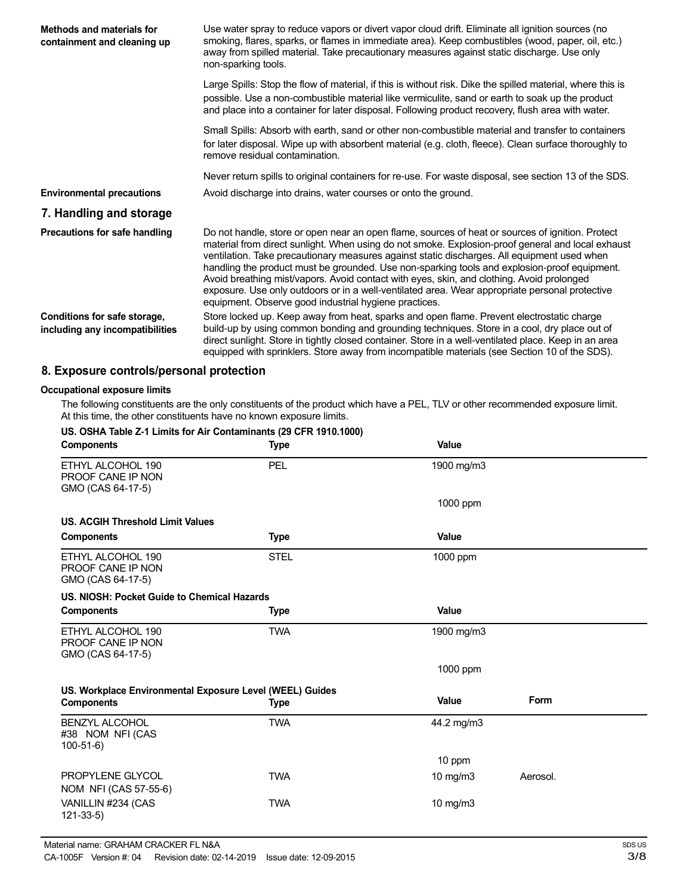| | |
|---|---|
| **Methods and materials for containment and cleaning up** | Use water spray to reduce vapors or divert vapor cloud drift. Eliminate all ignition sources (no smoking, flares, sparks, or flames in immediate area). Keep combustibles (wood, paper, oil, etc.) away from spilled material. Take precautionary measures against static discharge. Use only non-sparking tools. |
| | Large Spills: Stop the flow of material, if this is without risk. Dike the spilled material, where this is possible. Use a non-combustible material like vermiculite, sand or earth to soak up the product and place into a container for later disposal. Following product recovery, flush area with water. |
| | Small Spills: Absorb with earth, sand or other non-combustible material and transfer to containers for later disposal. Wipe up with absorbent material (e.g. cloth, fleece). Clean surface thoroughly to remove residual contamination. |
| | Never return spills to original containers for re-use. For waste disposal, see section 13 of the SDS. |
| **Environmental precautions** | Avoid discharge into drains, water courses or onto the ground. |

## 7. Handling and storage

| | |
|---|---|
| **Precautions for safe handling** | Do not handle, store or open near an open flame, sources of heat or sources of ignition. Protect material from direct sunlight. When using do not smoke. Explosion-proof general and local exhaust ventilation. Take precautionary measures against static discharges. All equipment used when handling the product must be grounded. Use non-sparking tools and explosion-proof equipment. Avoid breathing mist/vapors. Avoid contact with eyes, skin, and clothing. Avoid prolonged exposure. Use only outdoors or in a well-ventilated area. Wear appropriate personal protective equipment. Observe good industrial hygiene practices. |
| **Conditions for safe storage, including any incompatibilities** | Store locked up. Keep away from heat, sparks and open flame. Prevent electrostatic charge build-up by using common bonding and grounding techniques. Store in a cool, dry place out of direct sunlight. Store in tightly closed container. Store in a well-ventilated place. Keep in an area equipped with sprinklers. Store away from incompatible materials (see Section 10 of the SDS). |

## 8. Exposure controls/personal protection

**Occupational exposure limits**

The following constituents are the only constituents of the product which have a PEL, TLV or other recommended exposure limit. At this time, the other constituents have no known exposure limits.

**US. OSHA Table Z-1 Limits for Air Contaminants (29 CFR 1910.1000)**

| Components | Type | Value |
|---|---|---|
| ETHYL ALCOHOL 190 PROOF CANE IP NON GMO (CAS 64-17-5) | PEL | 1900 mg/m3 |
| | | 1000 ppm |

**US. ACGIH Threshold Limit Values**

| Components | Type | Value |
|---|---|---|
| ETHYL ALCOHOL 190 PROOF CANE IP NON GMO (CAS 64-17-5) | STEL | 1000 ppm |

**US. NIOSH: Pocket Guide to Chemical Hazards**

| Components | Type | Value |
|---|---|---|
| ETHYL ALCOHOL 190 PROOF CANE IP NON GMO (CAS 64-17-5) | TWA | 1900 mg/m3 |
| | | 1000 ppm |

**US. Workplace Environmental Exposure Level (WEEL) Guides**

| Components | Type | Value | Form |
|---|---|---|---|
| BENZYL ALCOHOL #38 NOM NFI (CAS 100-51-6) | TWA | 44.2 mg/m3 | |
| | | 10 ppm | |
| PROPYLENE GLYCOL NOM NFI (CAS 57-55-6) | TWA | 10 mg/m3 | Aerosol. |
| VANILLIN #234 (CAS 121-33-5) | TWA | 10 mg/m3 | |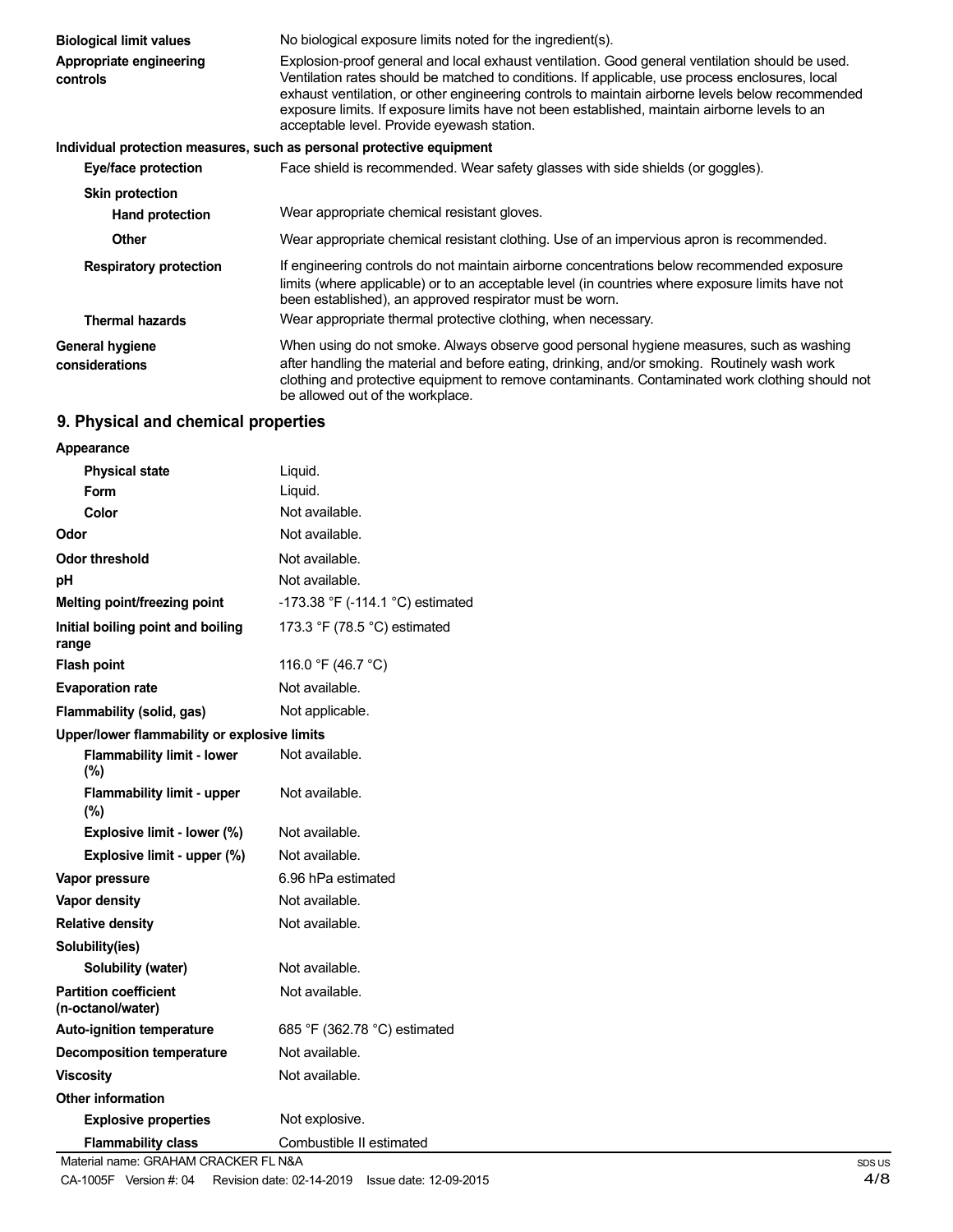| | |
|---|---|
| **Biological limit values** | No biological exposure limits noted for the ingredient(s). |
| **Appropriate engineering controls** | Explosion-proof general and local exhaust ventilation. Good general ventilation should be used. Ventilation rates should be matched to conditions. If applicable, use process enclosures, local exhaust ventilation, or other engineering controls to maintain airborne levels below recommended exposure limits. If exposure limits have not been established, maintain airborne levels to an acceptable level. Provide eyewash station. |

**Individual protection measures, such as personal protective equipment**

| | |
|---|---|
| **Eye/face protection** | Face shield is recommended. Wear safety glasses with side shields (or goggles). |
| **Skin protection** | |
| **Hand protection** | Wear appropriate chemical resistant gloves. |
| **Other** | Wear appropriate chemical resistant clothing. Use of an impervious apron is recommended. |
| **Respiratory protection** | If engineering controls do not maintain airborne concentrations below recommended exposure limits (where applicable) or to an acceptable level (in countries where exposure limits have not been established), an approved respirator must be worn. |
| **Thermal hazards** | Wear appropriate thermal protective clothing, when necessary. |
| **General hygiene considerations** | When using do not smoke. Always observe good personal hygiene measures, such as washing after handling the material and before eating, drinking, and/or smoking. Routinely wash work clothing and protective equipment to remove contaminants. Contaminated work clothing should not be allowed out of the workplace. |

## 9. Physical and chemical properties

| | |
|---|---|
| **Appearance** | |
| **Physical state** | Liquid. |
| **Form** | Liquid. |
| **Color** | Not available. |
| **Odor** | Not available. |
| **Odor threshold** | Not available. |
| **pH** | Not available. |
| **Melting point/freezing point** | -173.38 °F (-114.1 °C) estimated |
| **Initial boiling point and boiling range** | 173.3 °F (78.5 °C) estimated |
| **Flash point** | 116.0 °F (46.7 °C) |
| **Evaporation rate** | Not available. |
| **Flammability (solid, gas)** | Not applicable. |
| **Upper/lower flammability or explosive limits** | |
| **Flammability limit - lower (%)** | Not available. |
| **Flammability limit - upper (%)** | Not available. |
| **Explosive limit - lower (%)** | Not available. |
| **Explosive limit - upper (%)** | Not available. |
| **Vapor pressure** | 6.96 hPa estimated |
| **Vapor density** | Not available. |
| **Relative density** | Not available. |
| **Solubility(ies)** | |
| **Solubility (water)** | Not available. |
| **Partition coefficient (n-octanol/water)** | Not available. |
| **Auto-ignition temperature** | 685 °F (362.78 °C) estimated |
| **Decomposition temperature** | Not available. |
| **Viscosity** | Not available. |
| **Other information** | |
| **Explosive properties** | Not explosive. |
| **Flammability class** | Combustible II estimated |

Material name: GRAHAM CRACKER FL N&A

CA-1005F Version #: 04 Revision date: 02-14-2019 Issue date: 12-09-2015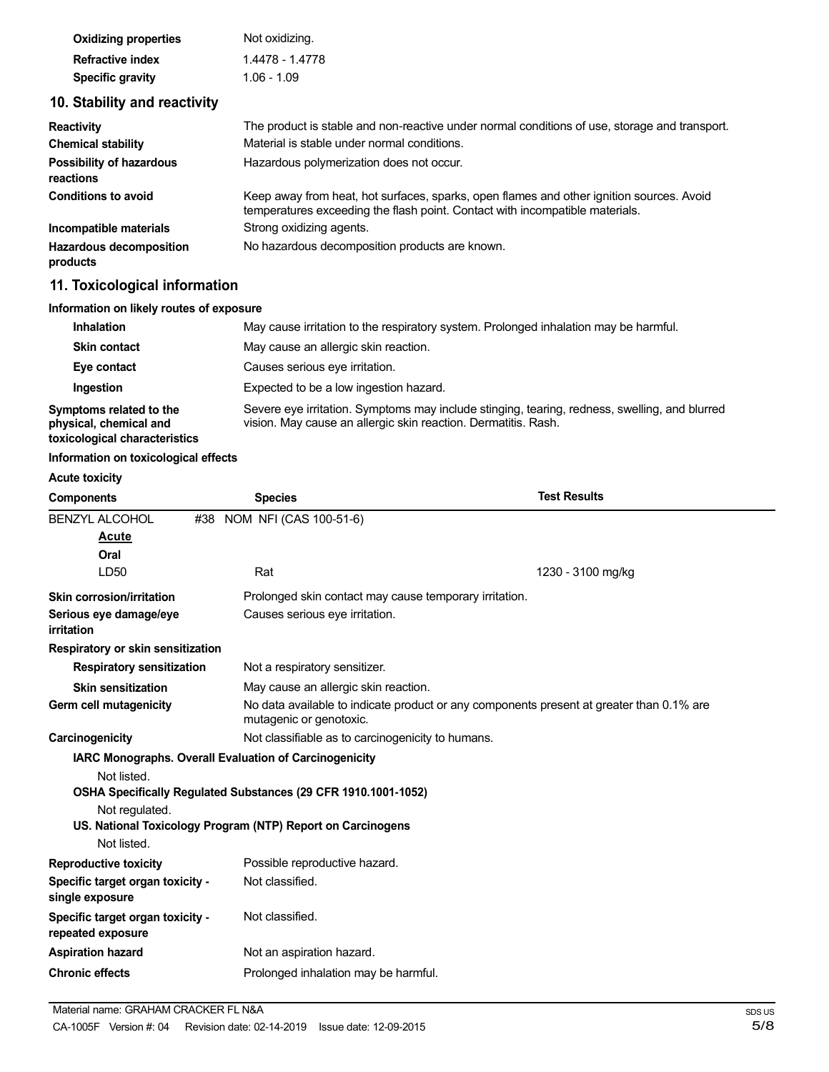| | |
|---|---|
| **Oxidizing properties** | Not oxidizing. |
| **Refractive index** | 1.4478 - 1.4778 |
| **Specific gravity** | 1.06 - 1.09 |

## 10. Stability and reactivity

| | |
|---|---|
| **Reactivity** | The product is stable and non-reactive under normal conditions of use, storage and transport. |
| **Chemical stability** | Material is stable under normal conditions. |
| **Possibility of hazardous reactions** | Hazardous polymerization does not occur. |
| **Conditions to avoid** | Keep away from heat, hot surfaces, sparks, open flames and other ignition sources. Avoid temperatures exceeding the flash point. Contact with incompatible materials. |
| **Incompatible materials** | Strong oxidizing agents. |
| **Hazardous decomposition products** | No hazardous decomposition products are known. |

## 11. Toxicological information

**Information on likely routes of exposure**

| | |
|---|---|
| **Inhalation** | May cause irritation to the respiratory system. Prolonged inhalation may be harmful. |
| **Skin contact** | May cause an allergic skin reaction. |
| **Eye contact** | Causes serious eye irritation. |
| **Ingestion** | Expected to be a low ingestion hazard. |
| **Symptoms related to the physical, chemical and toxicological characteristics** | Severe eye irritation. Symptoms may include stinging, tearing, redness, swelling, and blurred vision. May cause an allergic skin reaction. Dermatitis. Rash. |

**Information on toxicological effects**

**Acute toxicity**

| Components | Species | Test Results |
|---|---|---|
| BENZYL ALCOHOL #38 NOM NFI (CAS 100-51-6) | | |
| **Acute** | | |
| **Oral** | | |
| LD50 | Rat | 1230 - 3100 mg/kg |

| | |
|---|---|
| **Skin corrosion/irritation** | Prolonged skin contact may cause temporary irritation. |
| **Serious eye damage/eye irritation** | Causes serious eye irritation. |
| **Respiratory or skin sensitization** | |
| **Respiratory sensitization** | Not a respiratory sensitizer. |
| **Skin sensitization** | May cause an allergic skin reaction. |
| **Germ cell mutagenicity** | No data available to indicate product or any components present at greater than 0.1% are mutagenic or genotoxic. |
| **Carcinogenicity** | Not classifiable as to carcinogenicity to humans. |

**IARC Monographs. Overall Evaluation of Carcinogenicity**

Not listed.

**OSHA Specifically Regulated Substances (29 CFR 1910.1001-1052)**

Not regulated.

**US. National Toxicology Program (NTP) Report on Carcinogens**

Not listed.

| | |
|---|---|
| **Reproductive toxicity** | Possible reproductive hazard. |
| **Specific target organ toxicity - single exposure** | Not classified. |
| **Specific target organ toxicity - repeated exposure** | Not classified. |
| **Aspiration hazard** | Not an aspiration hazard. |
| **Chronic effects** | Prolonged inhalation may be harmful. |

Material name: GRAHAM CRACKER FL N&A

CA-1005F Version #: 04 Revision date: 02-14-2019 Issue date: 12-09-2015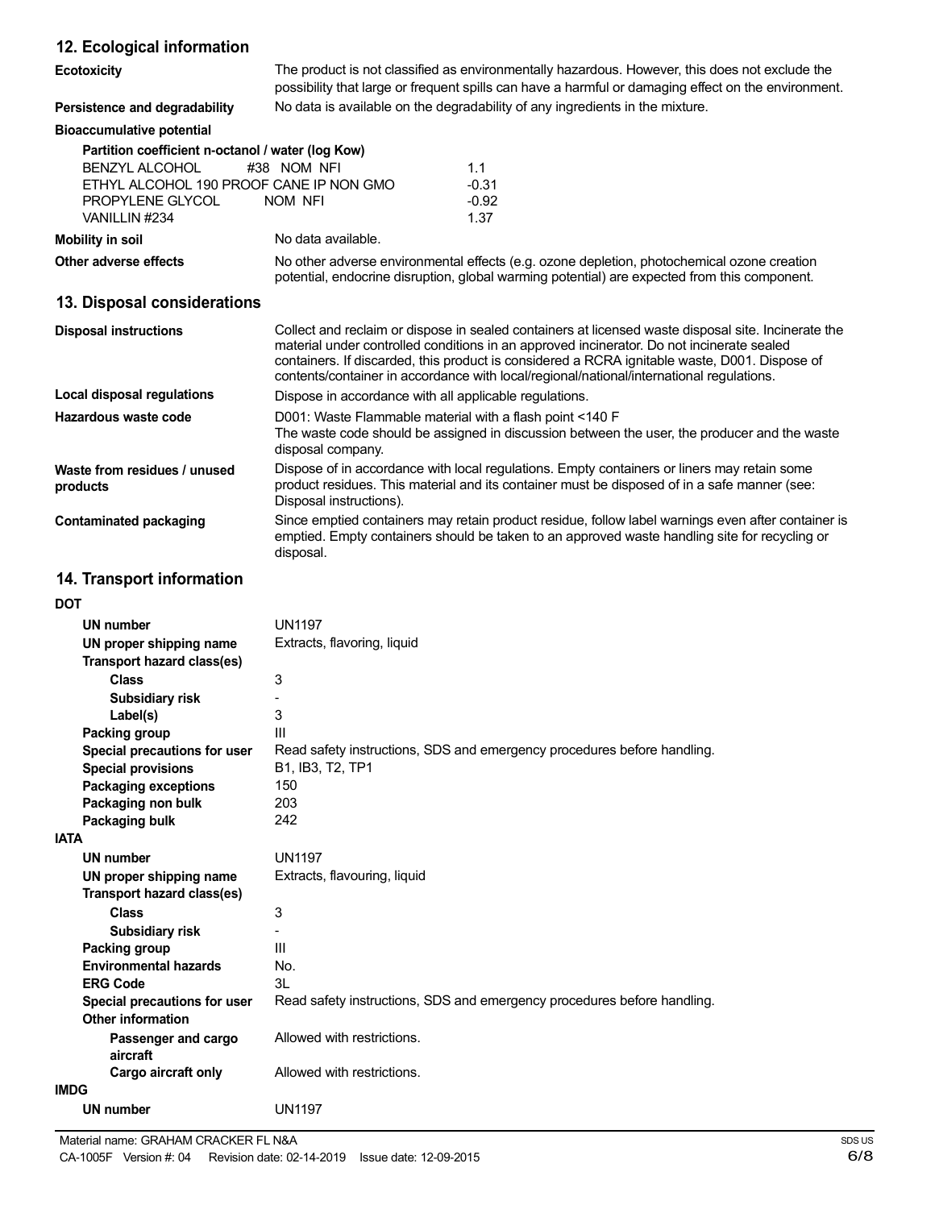## 12. Ecological information

| | |
|---|---|
| **Ecotoxicity** | The product is not classified as environmentally hazardous. However, this does not exclude the possibility that large or frequent spills can have a harmful or damaging effect on the environment. |
| **Persistence and degradability** | No data is available on the degradability of any ingredients in the mixture. |

**Bioaccumulative potential**

**Partition coefficient n-octanol / water (log Kow)**

| | |
|---|---|
| BENZYL ALCOHOL #38 NOM NFI | 1.1 |
| ETHYL ALCOHOL 190 PROOF CANE IP NON GMO | -0.31 |
| PROPYLENE GLYCOL NOM NFI | -0.92 |
| VANILLIN #234 | 1.37 |

| | |
|---|---|
| **Mobility in soil** | No data available. |
| **Other adverse effects** | No other adverse environmental effects (e.g. ozone depletion, photochemical ozone creation potential, endocrine disruption, global warming potential) are expected from this component. |

## 13. Disposal considerations

| | |
|---|---|
| **Disposal instructions** | Collect and reclaim or dispose in sealed containers at licensed waste disposal site. Incinerate the material under controlled conditions in an approved incinerator. Do not incinerate sealed containers. If discarded, this product is considered a RCRA ignitable waste, D001. Dispose of contents/container in accordance with local/regional/national/international regulations. |
| **Local disposal regulations** | Dispose in accordance with all applicable regulations. |
| **Hazardous waste code** | D001: Waste Flammable material with a flash point <140 F<br>The waste code should be assigned in discussion between the user, the producer and the waste disposal company. |
| **Waste from residues / unused products** | Dispose of in accordance with local regulations. Empty containers or liners may retain some product residues. This material and its container must be disposed of in a safe manner (see: Disposal instructions). |
| **Contaminated packaging** | Since emptied containers may retain product residue, follow label warnings even after container is emptied. Empty containers should be taken to an approved waste handling site for recycling or disposal. |

## 14. Transport information

**DOT**

| | |
|---|---|
| **UN number** | UN1197 |
| **UN proper shipping name** | Extracts, flavoring, liquid |
| **Transport hazard class(es)** | |
| **Class** | 3 |
| **Subsidiary risk** | - |
| **Label(s)** | 3 |
| **Packing group** | III |
| **Special precautions for user** | Read safety instructions, SDS and emergency procedures before handling. |
| **Special provisions** | B1, IB3, T2, TP1 |
| **Packaging exceptions** | 150 |
| **Packaging non bulk** | 203 |
| **Packaging bulk** | 242 |

**IATA**

| | |
|---|---|
| **UN number** | UN1197 |
| **UN proper shipping name** | Extracts, flavouring, liquid |
| **Transport hazard class(es)** | |
| **Class** | 3 |
| **Subsidiary risk** | - |
| **Packing group** | III |
| **Environmental hazards** | No. |
| **ERG Code** | 3L |
| **Special precautions for user** | Read safety instructions, SDS and emergency procedures before handling. |
| **Other information** | |
| **Passenger and cargo aircraft** | Allowed with restrictions. |
| **Cargo aircraft only** | Allowed with restrictions. |

**IMDG**

| | |
|---|---|
| **UN number** | UN1197 |

Material name: GRAHAM CRACKER FL N&A
CA-1005F Version #: 04 Revision date: 02-14-2019 Issue date: 12-09-2015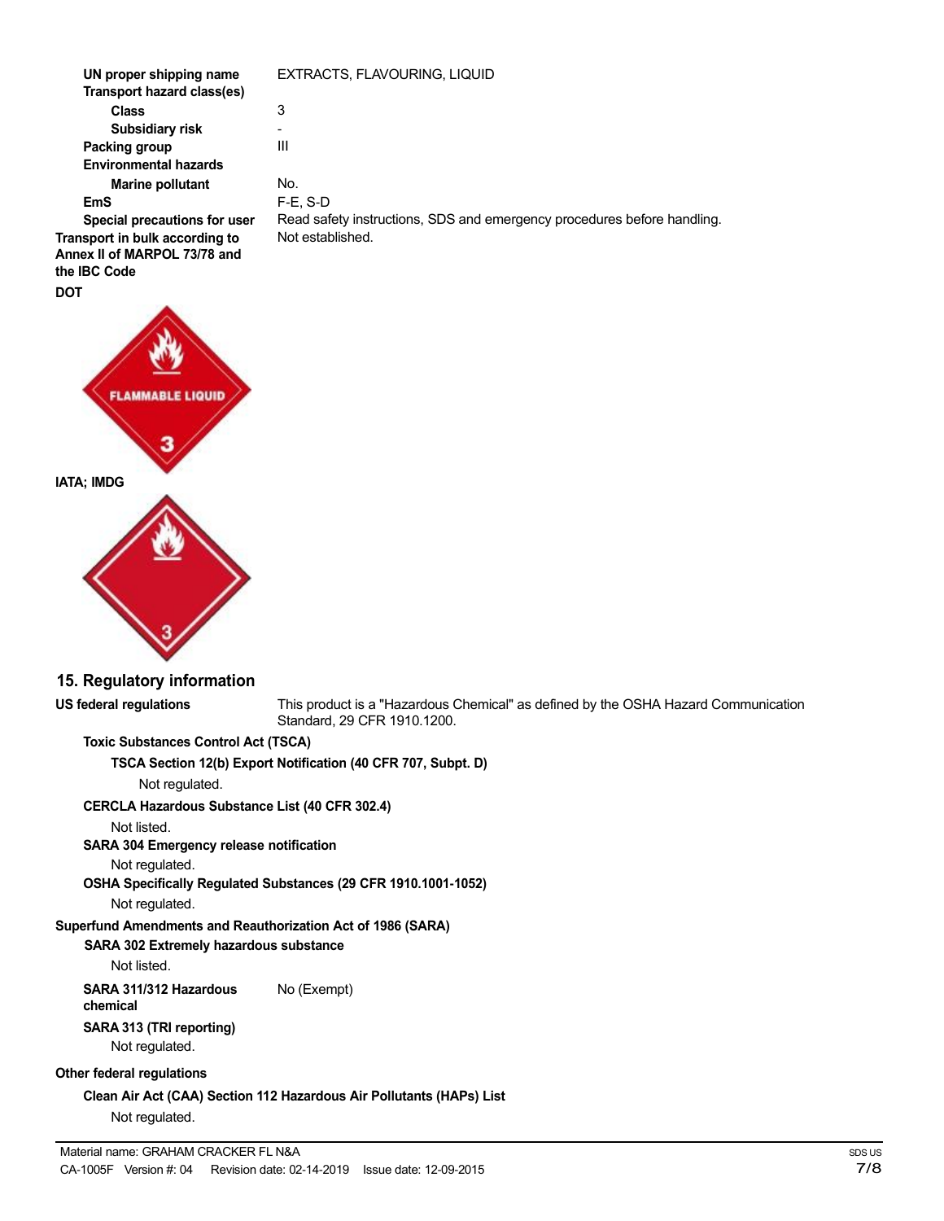| | |
|---|---|
| **UN proper shipping name** | EXTRACTS, FLAVOURING, LIQUID |
| **Transport hazard class(es)** | |
| **Class** | 3 |
| **Subsidiary risk** | - |
| **Packing group** | III |
| **Environmental hazards** | |
| **Marine pollutant** | No. |
| **EmS** | F-E, S-D |
| **Special precautions for user** | Read safety instructions, SDS and emergency procedures before handling. |
| **Transport in bulk according to Annex II of MARPOL 73/78 and the IBC Code** | Not established. |

**DOT**

FLAMMABLE LIQUID

3

**IATA; IMDG**

3

## 15. Regulatory information

**US federal regulations** This product is a "Hazardous Chemical" as defined by the OSHA Hazard Communication Standard, 29 CFR 1910.1200.

**Toxic Substances Control Act (TSCA)**

**TSCA Section 12(b) Export Notification (40 CFR 707, Subpt. D)**

Not regulated.

**CERCLA Hazardous Substance List (40 CFR 302.4)**

Not listed.

**SARA 304 Emergency release notification**

Not regulated.

**OSHA Specifically Regulated Substances (29 CFR 1910.1001-1052)**

Not regulated.

**Superfund Amendments and Reauthorization Act of 1986 (SARA)**

**SARA 302 Extremely hazardous substance**

Not listed.

**SARA 311/312 Hazardous chemical** No (Exempt)

**SARA 313 (TRI reporting)**

Not regulated.

**Other federal regulations**

**Clean Air Act (CAA) Section 112 Hazardous Air Pollutants (HAPs) List**

Not regulated.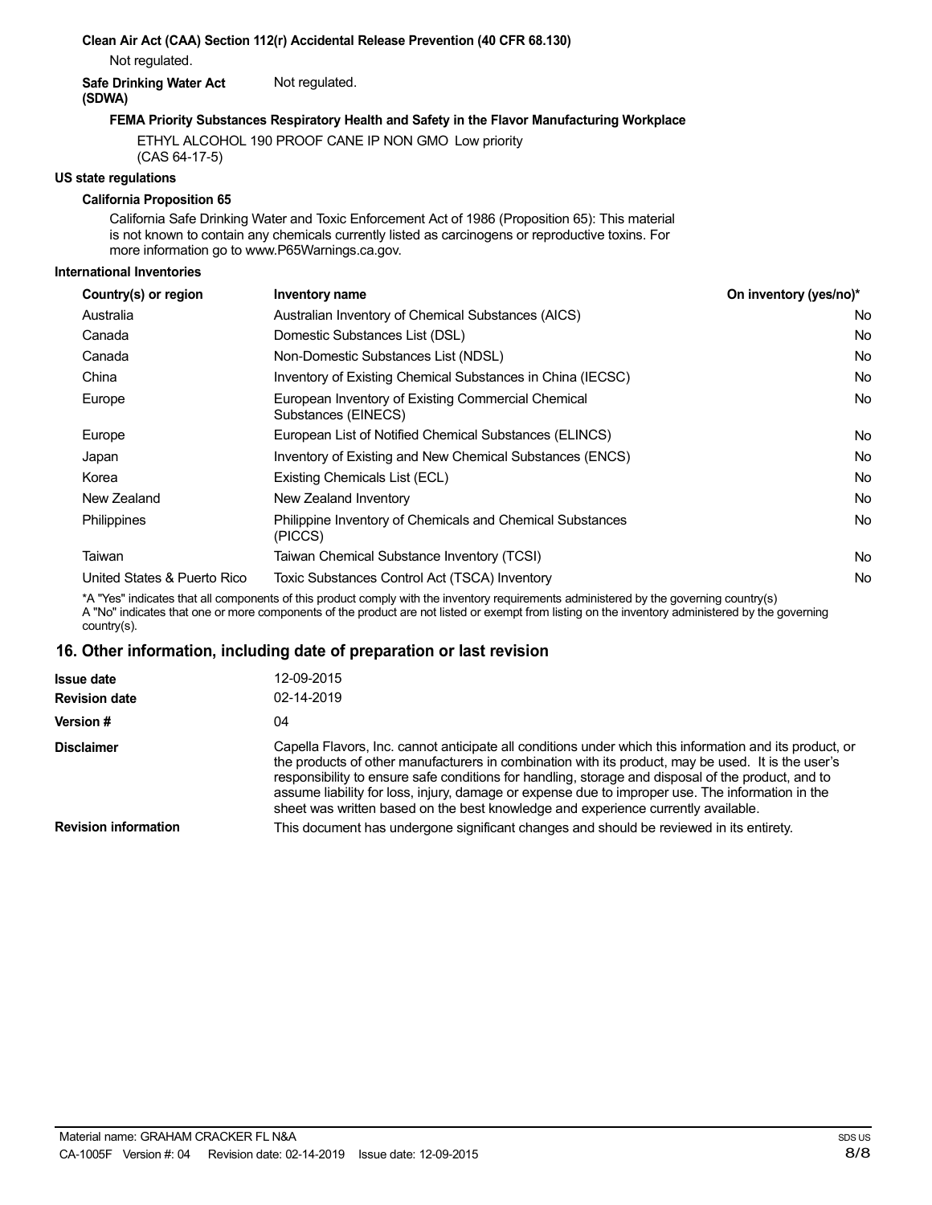**Clean Air Act (CAA) Section 112(r) Accidental Release Prevention (40 CFR 68.130)**

Not regulated.

**Safe Drinking Water Act (SDWA)** Not regulated.

**FEMA Priority Substances Respiratory Health and Safety in the Flavor Manufacturing Workplace**

ETHYL ALCOHOL 190 PROOF CANE IP NON GMO Low priority (CAS 64-17-5)

**US state regulations**

**California Proposition 65**

California Safe Drinking Water and Toxic Enforcement Act of 1986 (Proposition 65): This material is not known to contain any chemicals currently listed as carcinogens or reproductive toxins. For more information go to www.P65Warnings.ca.gov.

**International Inventories**

| Country(s) or region | Inventory name | On inventory (yes/no)* |
|---|---|---|
| Australia | Australian Inventory of Chemical Substances (AICS) | No |
| Canada | Domestic Substances List (DSL) | No |
| Canada | Non-Domestic Substances List (NDSL) | No |
| China | Inventory of Existing Chemical Substances in China (IECSC) | No |
| Europe | European Inventory of Existing Commercial Chemical Substances (EINECS) | No |
| Europe | European List of Notified Chemical Substances (ELINCS) | No |
| Japan | Inventory of Existing and New Chemical Substances (ENCS) | No |
| Korea | Existing Chemicals List (ECL) | No |
| New Zealand | New Zealand Inventory | No |
| Philippines | Philippine Inventory of Chemicals and Chemical Substances (PICCS) | No |
| Taiwan | Taiwan Chemical Substance Inventory (TCSI) | No |
| United States & Puerto Rico | Toxic Substances Control Act (TSCA) Inventory | No |

*A "Yes" indicates that all components of this product comply with the inventory requirements administered by the governing country(s)
A "No" indicates that one or more components of the product are not listed or exempt from listing on the inventory administered by the governing country(s).

## 16. Other information, including date of preparation or last revision

**Issue date** 12-09-2015

**Revision date** 02-14-2019

**Version #** 04

**Disclaimer** Capella Flavors, Inc. cannot anticipate all conditions under which this information and its product, or the products of other manufacturers in combination with its product, may be used. It is the user's responsibility to ensure safe conditions for handling, storage and disposal of the product, and to assume liability for loss, injury, damage or expense due to improper use. The information in the sheet was written based on the best knowledge and experience currently available.

**Revision information** This document has undergone significant changes and should be reviewed in its entirety.